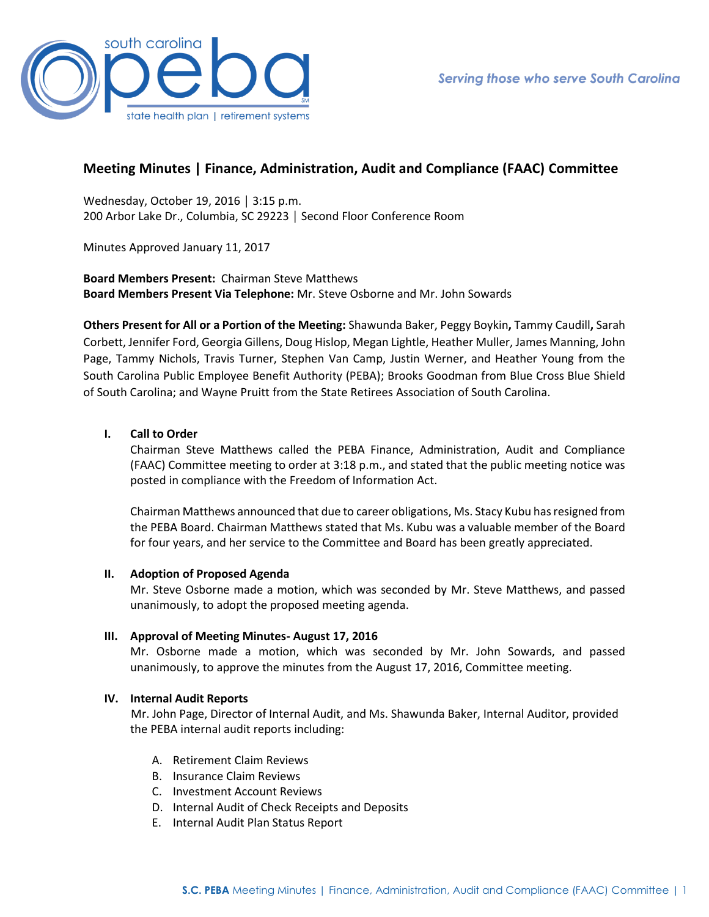# Meeting Minutes | Finance, Administration, Audit and Compliance (FAAC) Committee

Wednesday, October 19, 2016 │ 3:15 p.m.
200 Arbor Lake Dr., Columbia, SC 29223 │ Second Floor Conference Room

Minutes Approved January 11, 2017

**Board Members Present:** Chairman Steve Matthews
**Board Members Present Via Telephone:** Mr. Steve Osborne and Mr. John Sowards

**Others Present for All or a Portion of the Meeting:** Shawunda Baker, Peggy Boykin**,** Tammy Caudill**,** Sarah Corbett, Jennifer Ford, Georgia Gillens, Doug Hislop, Megan Lightle, Heather Muller, James Manning, John Page, Tammy Nichols, Travis Turner, Stephen Van Camp, Justin Werner, and Heather Young from the South Carolina Public Employee Benefit Authority (PEBA); Brooks Goodman from Blue Cross Blue Shield of South Carolina; and Wayne Pruitt from the State Retirees Association of South Carolina.

## I. Call to Order

Chairman Steve Matthews called the PEBA Finance, Administration, Audit and Compliance (FAAC) Committee meeting to order at 3:18 p.m., and stated that the public meeting notice was posted in compliance with the Freedom of Information Act.

Chairman Matthews announced that due to career obligations, Ms. Stacy Kubu has resigned from the PEBA Board. Chairman Matthews stated that Ms. Kubu was a valuable member of the Board for four years, and her service to the Committee and Board has been greatly appreciated.

## II. Adoption of Proposed Agenda

Mr. Steve Osborne made a motion, which was seconded by Mr. Steve Matthews, and passed unanimously, to adopt the proposed meeting agenda.

## III. Approval of Meeting Minutes- August 17, 2016

Mr. Osborne made a motion, which was seconded by Mr. John Sowards, and passed unanimously, to approve the minutes from the August 17, 2016, Committee meeting.

## IV. Internal Audit Reports

Mr. John Page, Director of Internal Audit, and Ms. Shawunda Baker, Internal Auditor, provided the PEBA internal audit reports including:

A. Retirement Claim Reviews
B. Insurance Claim Reviews
C. Investment Account Reviews
D. Internal Audit of Check Receipts and Deposits
E. Internal Audit Plan Status Report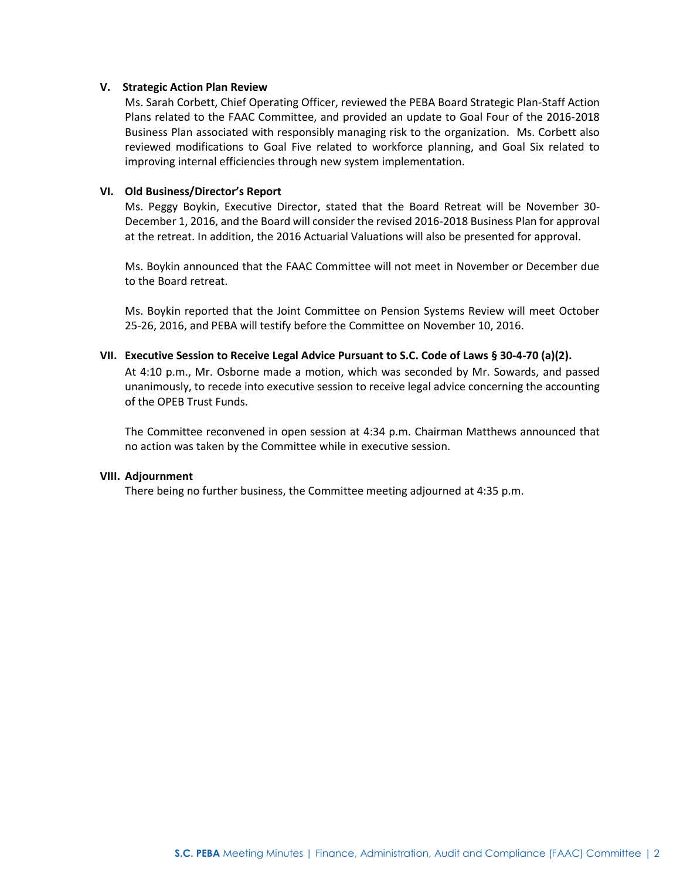**V. Strategic Action Plan Review**

Ms. Sarah Corbett, Chief Operating Officer, reviewed the PEBA Board Strategic Plan-Staff Action Plans related to the FAAC Committee, and provided an update to Goal Four of the 2016-2018 Business Plan associated with responsibly managing risk to the organization. Ms. Corbett also reviewed modifications to Goal Five related to workforce planning, and Goal Six related to improving internal efficiencies through new system implementation.

**VI. Old Business/Director's Report**

Ms. Peggy Boykin, Executive Director, stated that the Board Retreat will be November 30-December 1, 2016, and the Board will consider the revised 2016-2018 Business Plan for approval at the retreat. In addition, the 2016 Actuarial Valuations will also be presented for approval.

Ms. Boykin announced that the FAAC Committee will not meet in November or December due to the Board retreat.

Ms. Boykin reported that the Joint Committee on Pension Systems Review will meet October 25-26, 2016, and PEBA will testify before the Committee on November 10, 2016.

**VII. Executive Session to Receive Legal Advice Pursuant to S.C. Code of Laws § 30-4-70 (a)(2).**

At 4:10 p.m., Mr. Osborne made a motion, which was seconded by Mr. Sowards, and passed unanimously, to recede into executive session to receive legal advice concerning the accounting of the OPEB Trust Funds.

The Committee reconvened in open session at 4:34 p.m. Chairman Matthews announced that no action was taken by the Committee while in executive session.

**VIII. Adjournment**

There being no further business, the Committee meeting adjourned at 4:35 p.m.